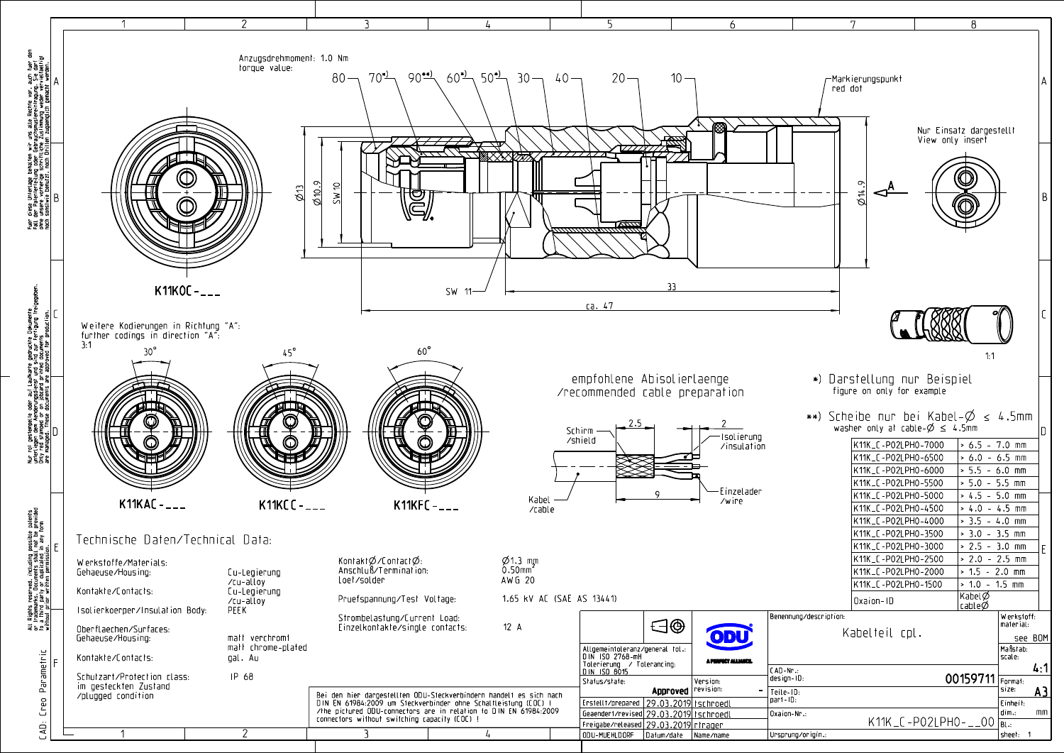Anzugsdrehmoment: 1.0 Nm
torque value:

80 — 70*) — 90**) — 60*) — 50*) — 30 — 40 — 20 — 10

Markierungspunkt
red dot

Nur Einsatz dargestellt
View only insert

Ø13 Ø10.9 SW 10 Ø14.9 A

SW 11 — 33 — ca. 47

K11KOC-___

Weitere Kodierungen in Richtung "A":
further codings in direction "A":
3:1

30° 45° 60°

K11KAC-___ K11KCC-___ K11KFC-___

1:1

empfohlene Abisolierlaenge
/recommended cable preparation

Schirm /shield — 2.5 — 2 — Isolierung /insulation — 9 — Kabel /cable — Einzelader /wire

*) Darstellung nur Beispiel
figure on only for example

**) Scheibe nur bei Kabel-Ø ≤ 4.5mm
washer only at cable-Ø ≤ 4.5mm

| Oxaion-ID | Kabel Ø / cable Ø |
|---|---|
| K11K_C-P02LPH0-7000 | > 6.5 - 7.0 mm |
| K11K_C-P02LPH0-6500 | > 6.0 - 6.5 mm |
| K11K_C-P02LPH0-6000 | > 5.5 - 6.0 mm |
| K11K_C-P02LPH0-5500 | > 5.0 - 5.5 mm |
| K11K_C-P02LPH0-5000 | > 4.5 - 5.0 mm |
| K11K_C-P02LPH0-4500 | > 4.0 - 4.5 mm |
| K11K_C-P02LPH0-4000 | > 3.5 - 4.0 mm |
| K11K_C-P02LPH0-3500 | > 3.0 - 3.5 mm |
| K11K_C-P02LPH0-3000 | > 2.5 - 3.0 mm |
| K11K_C-P02LPH0-2500 | > 2.0 - 2.5 mm |
| K11K_C-P02LPH0-2000 | > 1.5 - 2.0 mm |
| K11K_C-P02LPH0-1500 | > 1.0 - 1.5 mm |

## Technische Daten/Technical Data:

| | |
|---|---|
| Werkstoffe/Materials: | |
| Gehaeuse/Housing: | Cu-Legierung /cu-alloy |
| Kontakte/Contacts: | Cu-Legierung /cu-alloy |
| Isolierkoerper/Insulation Body: | PEEK |
| Oberflaechen/Surfaces: | |
| Gehaeuse/Housing: | matt verchromt matt chrome-plated |
| Kontakte/Contacts: | gal. Au |
| Schutzart/Protection class: im gesteckten Zustand /plugged condition | IP 68 |

| | |
|---|---|
| KontaktØ/ContactØ: | Ø1.3 mm |
| Anschluß/Termination: | 0.50mm² |
| Loet/solder | AWG 20 |
| Pruefspannung/Test Voltage: | 1.65 kV AC (SAE AS 13441) |
| Strombelastung/Current Load: Einzelkontakte/single contacts: | 12 A |

Bei den hier dargestellten ODU-Steckverbindern handelt es sich nach DIN EN 61984:2009 um Steckverbinder ohne Schaltleistung (COC) ! /the pictured ODU-connectors are in relation to DIN EN 61984:2009 connectors without switching capacity (COC) !

Fuer diese Unterlage behalten wir uns alle Rechte vor, auch fuer den Fall der Patenterteilung oder Gebrauchsmustereintragung. Sie darf ohne unsere vorherige schriftliche Zustimmung weder vervielfaeltigt noch Dritten zugaenglich gemacht werden.

Nur rot gestempelte oder auf Laufkarte gedruckte Dokumente unterliegen dem Aenderungsdienst und sind zur Fertigung freigegeben. Only red stamped or on planed printed documents are approved for production.

All Rights reserved, including possible patents or trademarks. Documents shall not be provided to a third party or duplicated in any form without prior written permission.

CAD: Creo Parametric

| | | |
|---|---|---|
| Allgemeintoleranz/general tol.: DIN ISO 2768-mH | | ODU A PERFECT ALLIANCE. |
| Tolerierung / Tolerancing: DIN ISO 8015 | | |
| Status/state: | Approved | Version: revision: - |
| Erstellt/prepared | 29.03.2019 | tschroedl |
| Geaendert/revised | 29.03.2019 | tschroedl |
| Freigabe/released | 29.03.2019 | rtrager |
| ODU-MUEHLDORF | Datum/date | Name/name |

| | |
|---|---|
| Benennung/description: | Kabelteil cpl. |
| CAD-Nr.: design-ID: | 00159711 |
| Teile-ID: part-ID: | |
| Oxaion-Nr.: | K11K_C-P02LPH0-__00 |
| Ursprung/origin.: | |
| Werkstoff: material: | see BOM |
| Maßstab: scale: | 4:1 |
| Format: size: | A3 |
| Einheit: dim.: | mm |
| Bl.: sheet: | 1 |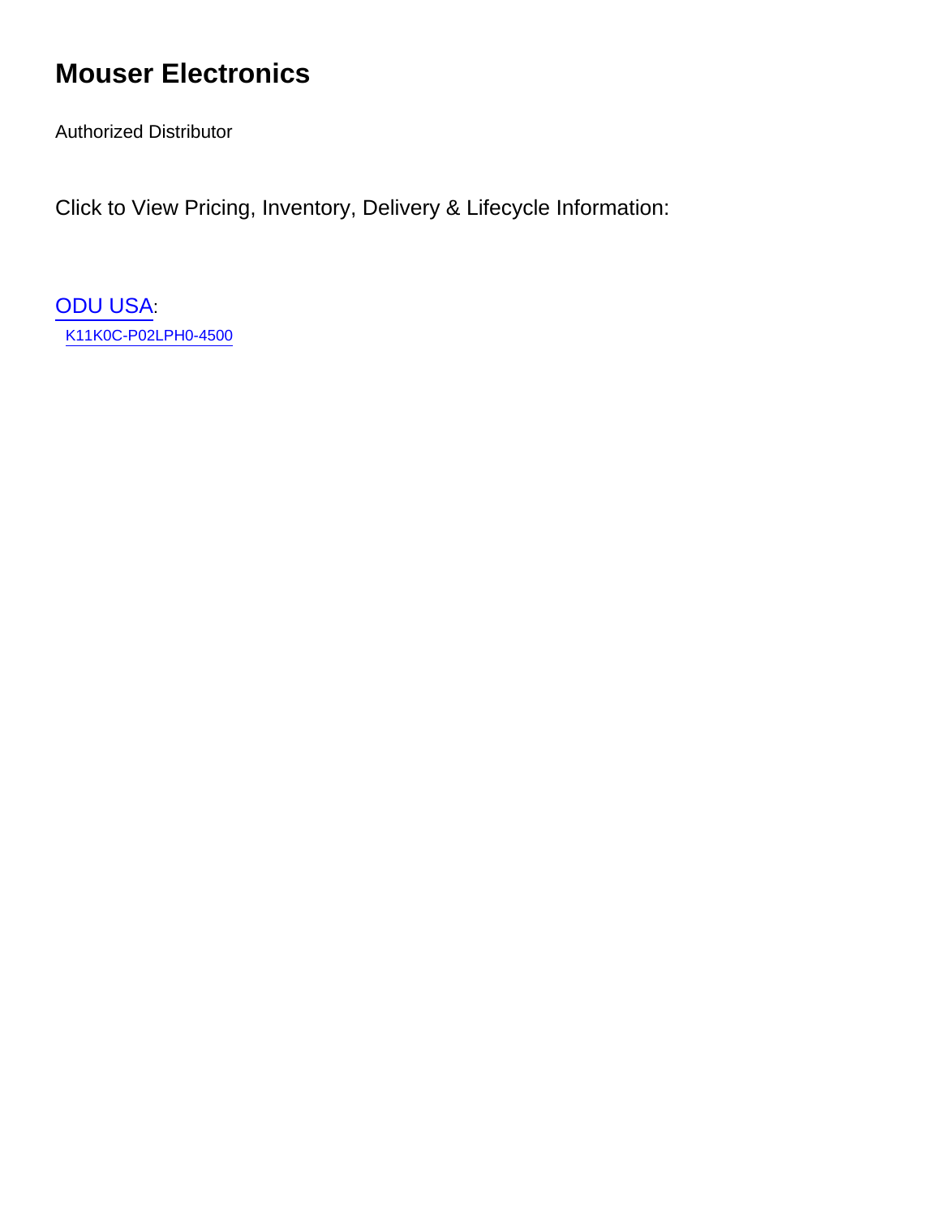# Mouser Electronics

Authorized Distributor

Click to View Pricing, Inventory, Delivery & Lifecycle Information:

ODU USA:

K11K0C-P02LPH0-4500